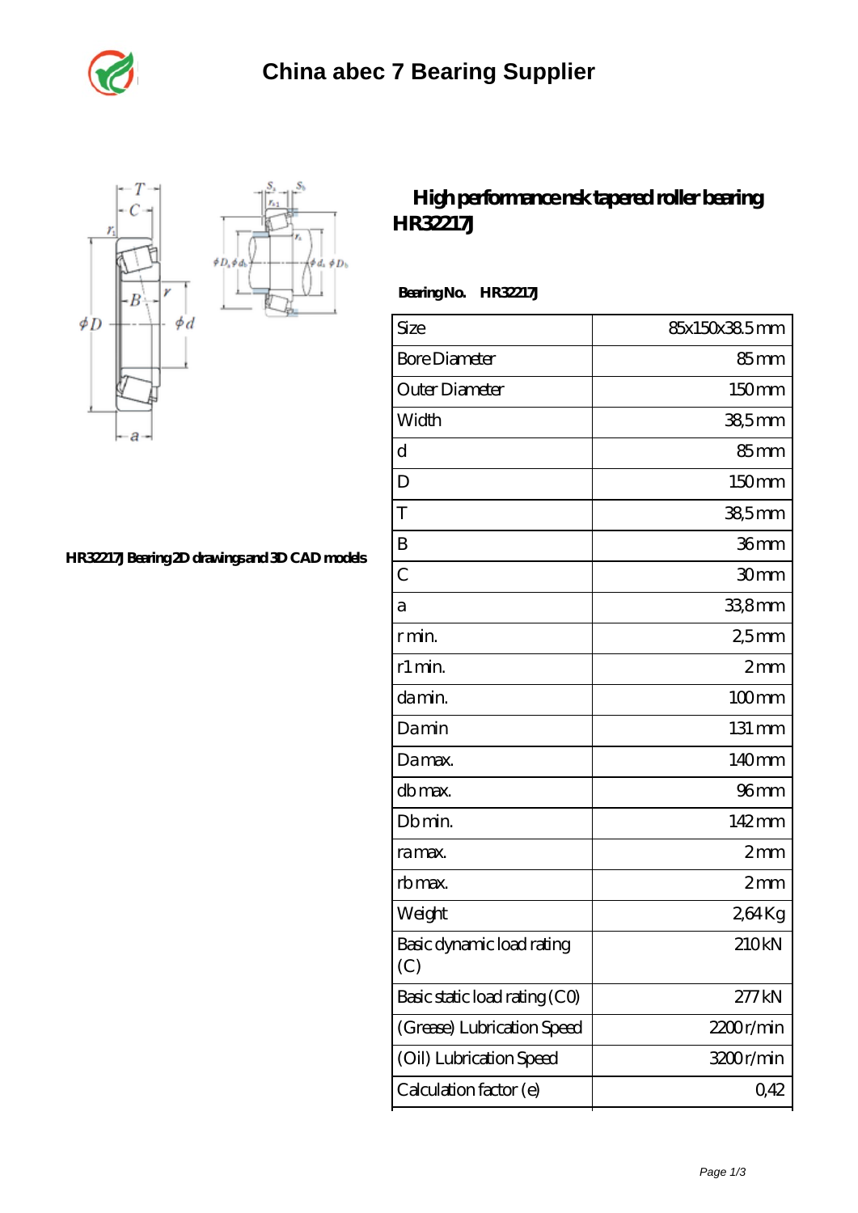# China abec 7 Bearing Supplier

## High performance nsk tapered roller bearing HR32217J

HR32217J Bearing 2D drawings and 3D CAD models

**Bearing No. HR32217J**

| | |
|---|---|
| Size | 85x150x38.5 mm |
| Bore Diameter | 85 mm |
| Outer Diameter | 150 mm |
| Width | 38,5 mm |
| d | 85 mm |
| D | 150 mm |
| T | 38,5 mm |
| B | 36 mm |
| C | 30 mm |
| a | 33,8 mm |
| r min. | 2,5 mm |
| r1 min. | 2 mm |
| da min. | 100 mm |
| Da min | 131 mm |
| Da max. | 140 mm |
| db max. | 96 mm |
| Db min. | 142 mm |
| ra max. | 2 mm |
| rb max. | 2 mm |
| Weight | 2,64 Kg |
| Basic dynamic load rating (C) | 210 kN |
| Basic static load rating (C0) | 277 kN |
| (Grease) Lubrication Speed | 2200 r/min |
| (Oil) Lubrication Speed | 3200 r/min |
| Calculation factor (e) | 0,42 |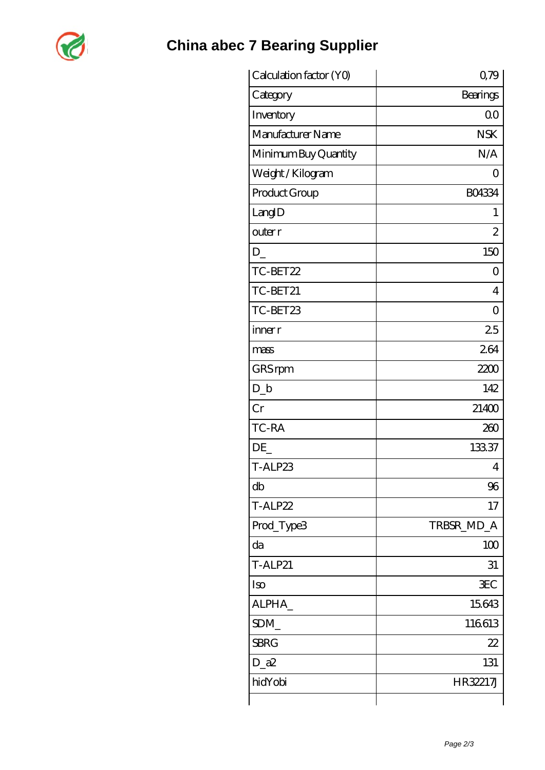# China abec 7 Bearing Supplier

| | |
|---|---|
| Calculation factor (Y0) | 0,79 |
| Category | Bearings |
| Inventory | 0.0 |
| Manufacturer Name | NSK |
| Minimum Buy Quantity | N/A |
| Weight / Kilogram | 0 |
| Product Group | B04334 |
| LangID | 1 |
| outer r | 2 |
| D_ | 150 |
| TC-BET22 | 0 |
| TC-BET21 | 4 |
| TC-BET23 | 0 |
| inner r | 2.5 |
| mass | 2.64 |
| GRS rpm | 2200 |
| D_b | 142 |
| Cr | 21400 |
| TC-RA | 260 |
| DE_ | 133.37 |
| T-ALP23 | 4 |
| db | 96 |
| T-ALP22 | 17 |
| Prod_Type3 | TRBSR_MD_A |
| da | 100 |
| T-ALP21 | 31 |
| Iso | 3EC |
| ALPHA_ | 15.643 |
| SDM_ | 116.613 |
| SBRG | 22 |
| D_a2 | 131 |
| hidYobi | HR32217J |
| | |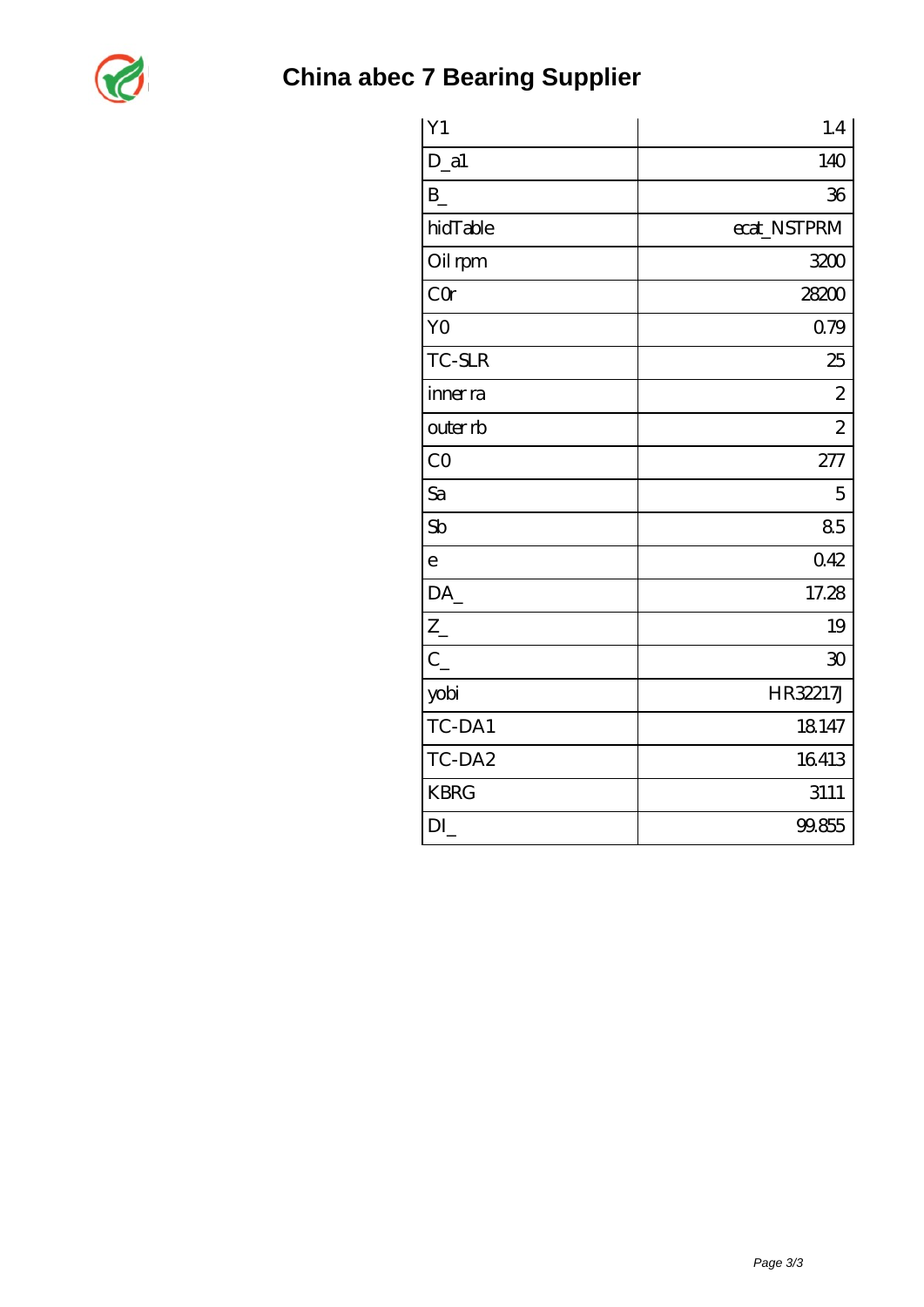# China abec 7 Bearing Supplier

| | |
|---|---|
| Y1 | 1.4 |
| D_a1 | 140 |
| B_ | 36 |
| hidTable | ecat_NSTPRM |
| Oil rpm | 3200 |
| C0r | 28200 |
| Y0 | 0.79 |
| TC-SLR | 25 |
| inner ra | 2 |
| outer rb | 2 |
| C0 | 277 |
| Sa | 5 |
| Sb | 8.5 |
| e | 0.42 |
| DA_ | 17.28 |
| Z_ | 19 |
| C_ | 30 |
| yobi | HR32217J |
| TC-DA1 | 18.147 |
| TC-DA2 | 16.413 |
| KBRG | 3111 |
| DI_ | 99.855 |